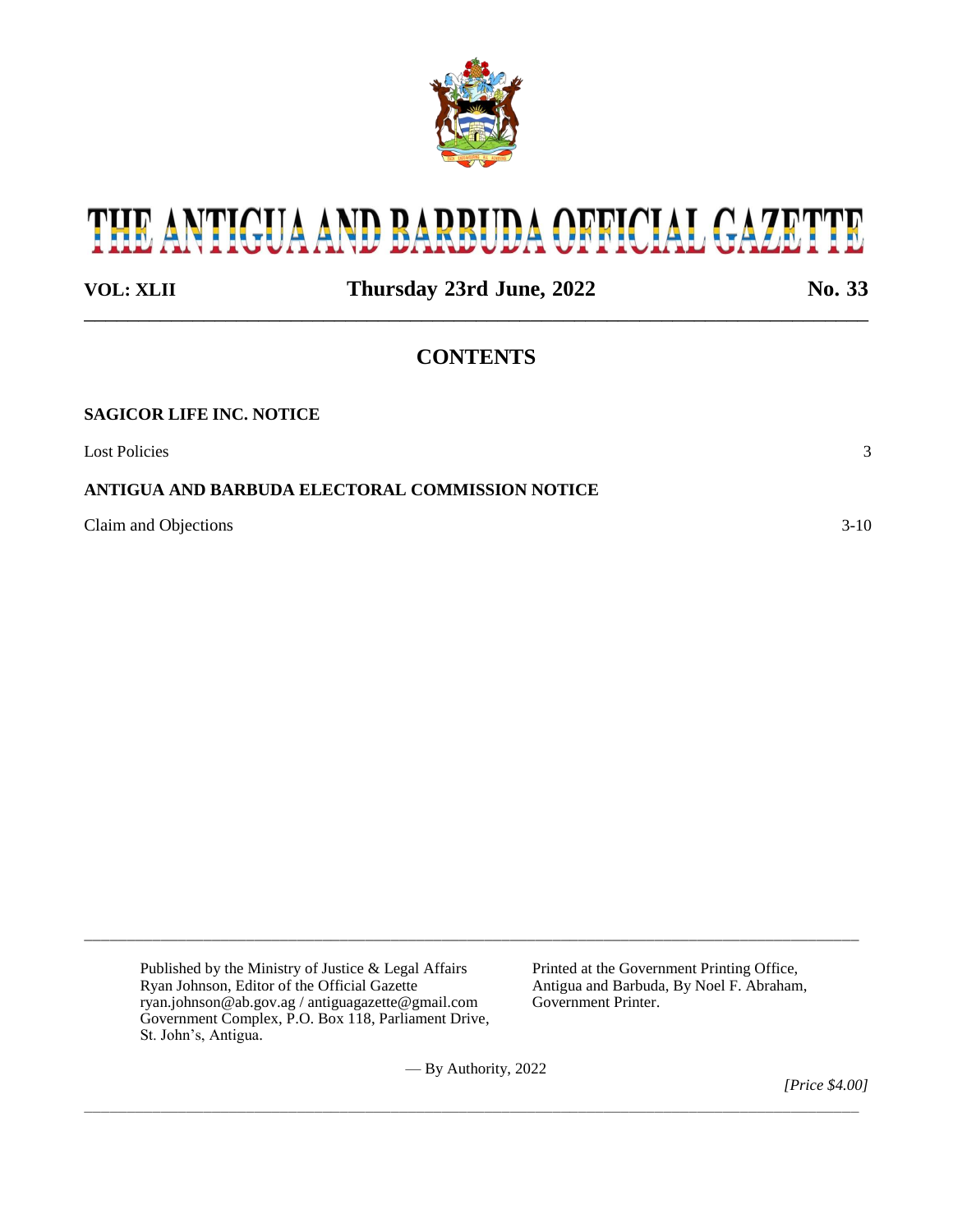# THE ANTIGUA AND BARBUDA OFFICIAL GAZETTE

**VOL: XLII** **Thursday 23rd June, 2022** **No. 33**

## CONTENTS

**SAGICOR LIFE INC. NOTICE**

Lost Policies 3

**ANTIGUA AND BARBUDA ELECTORAL COMMISSION NOTICE**

Claim and Objections 3-10

Published by the Ministry of Justice & Legal Affairs
Ryan Johnson, Editor of the Official Gazette
ryan.johnson@ab.gov.ag / antiguagazette@gmail.com
Government Complex, P.O. Box 118, Parliament Drive,
St. John's, Antigua.

Printed at the Government Printing Office,
Antigua and Barbuda, By Noel F. Abraham,
Government Printer.

— By Authority, 2022

*[Price $4.00]*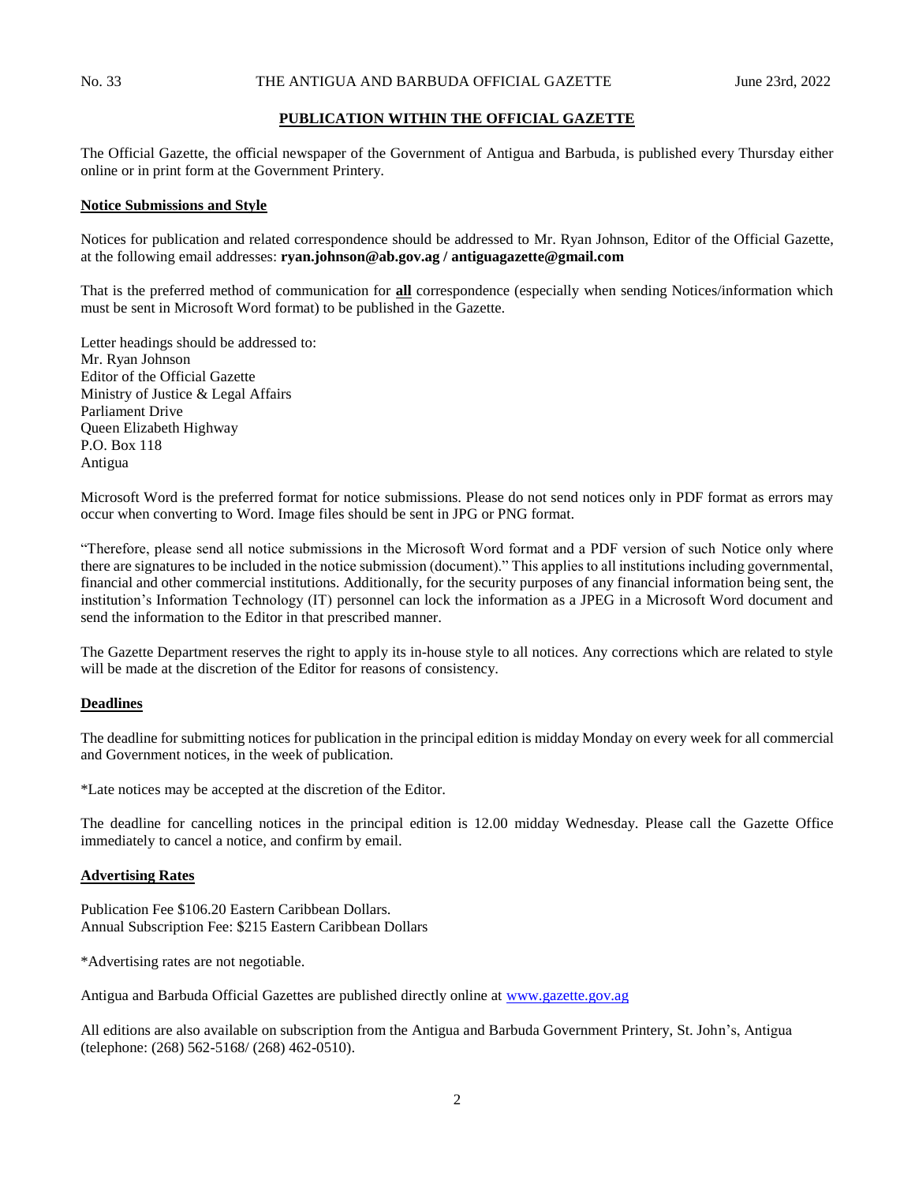## PUBLICATION WITHIN THE OFFICIAL GAZETTE

The Official Gazette, the official newspaper of the Government of Antigua and Barbuda, is published every Thursday either online or in print form at the Government Printery.

### Notice Submissions and Style

Notices for publication and related correspondence should be addressed to Mr. Ryan Johnson, Editor of the Official Gazette, at the following email addresses: **ryan.johnson@ab.gov.ag / antiguagazette@gmail.com**

That is the preferred method of communication for **all** correspondence (especially when sending Notices/information which must be sent in Microsoft Word format) to be published in the Gazette.

Letter headings should be addressed to:
Mr. Ryan Johnson
Editor of the Official Gazette
Ministry of Justice & Legal Affairs
Parliament Drive
Queen Elizabeth Highway
P.O. Box 118
Antigua

Microsoft Word is the preferred format for notice submissions. Please do not send notices only in PDF format as errors may occur when converting to Word. Image files should be sent in JPG or PNG format.

"Therefore, please send all notice submissions in the Microsoft Word format and a PDF version of such Notice only where there are signatures to be included in the notice submission (document)." This applies to all institutions including governmental, financial and other commercial institutions. Additionally, for the security purposes of any financial information being sent, the institution's Information Technology (IT) personnel can lock the information as a JPEG in a Microsoft Word document and send the information to the Editor in that prescribed manner.

The Gazette Department reserves the right to apply its in-house style to all notices. Any corrections which are related to style will be made at the discretion of the Editor for reasons of consistency.

### Deadlines

The deadline for submitting notices for publication in the principal edition is midday Monday on every week for all commercial and Government notices, in the week of publication.

*Late notices may be accepted at the discretion of the Editor.

The deadline for cancelling notices in the principal edition is 12.00 midday Wednesday. Please call the Gazette Office immediately to cancel a notice, and confirm by email.

### Advertising Rates

Publication Fee $106.20 Eastern Caribbean Dollars.
Annual Subscription Fee: $215 Eastern Caribbean Dollars

*Advertising rates are not negotiable.

Antigua and Barbuda Official Gazettes are published directly online at [www.gazette.gov.ag](www.gazette.gov.ag)

All editions are also available on subscription from the Antigua and Barbuda Government Printery, St. John's, Antigua (telephone: (268) 562-5168/ (268) 462-0510).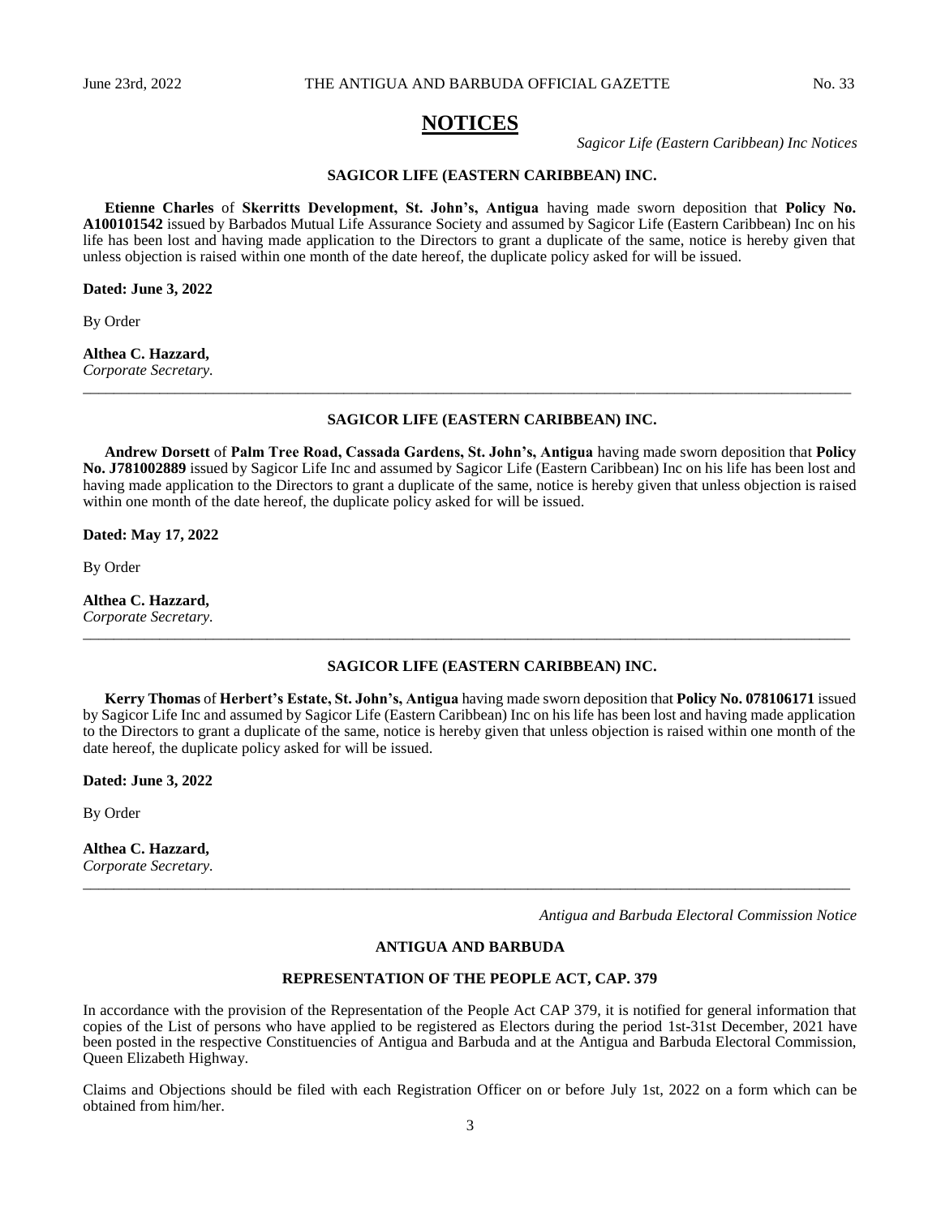# NOTICES

*Sagicor Life (Eastern Caribbean) Inc Notices*

**SAGICOR LIFE (EASTERN CARIBBEAN) INC.**

**Etienne Charles** of **Skerritts Development, St. John's, Antigua** having made sworn deposition that **Policy No. A100101542** issued by Barbados Mutual Life Assurance Society and assumed by Sagicor Life (Eastern Caribbean) Inc on his life has been lost and having made application to the Directors to grant a duplicate of the same, notice is hereby given that unless objection is raised within one month of the date hereof, the duplicate policy asked for will be issued.

**Dated: June 3, 2022**

By Order

**Althea C. Hazzard,**
*Corporate Secretary.*

---

**SAGICOR LIFE (EASTERN CARIBBEAN) INC.**

**Andrew Dorsett** of **Palm Tree Road, Cassada Gardens, St. John's, Antigua** having made sworn deposition that **Policy No. J781002889** issued by Sagicor Life Inc and assumed by Sagicor Life (Eastern Caribbean) Inc on his life has been lost and having made application to the Directors to grant a duplicate of the same, notice is hereby given that unless objection is raised within one month of the date hereof, the duplicate policy asked for will be issued.

**Dated: May 17, 2022**

By Order

**Althea C. Hazzard,**
*Corporate Secretary.*

---

**SAGICOR LIFE (EASTERN CARIBBEAN) INC.**

**Kerry Thomas** of **Herbert's Estate, St. John's, Antigua** having made sworn deposition that **Policy No. 078106171** issued by Sagicor Life Inc and assumed by Sagicor Life (Eastern Caribbean) Inc on his life has been lost and having made application to the Directors to grant a duplicate of the same, notice is hereby given that unless objection is raised within one month of the date hereof, the duplicate policy asked for will be issued.

**Dated: June 3, 2022**

By Order

**Althea C. Hazzard,**
*Corporate Secretary.*

---

*Antigua and Barbuda Electoral Commission Notice*

**ANTIGUA AND BARBUDA**

**REPRESENTATION OF THE PEOPLE ACT, CAP. 379**

In accordance with the provision of the Representation of the People Act CAP 379, it is notified for general information that copies of the List of persons who have applied to be registered as Electors during the period 1st-31st December, 2021 have been posted in the respective Constituencies of Antigua and Barbuda and at the Antigua and Barbuda Electoral Commission, Queen Elizabeth Highway.

Claims and Objections should be filed with each Registration Officer on or before July 1st, 2022 on a form which can be obtained from him/her.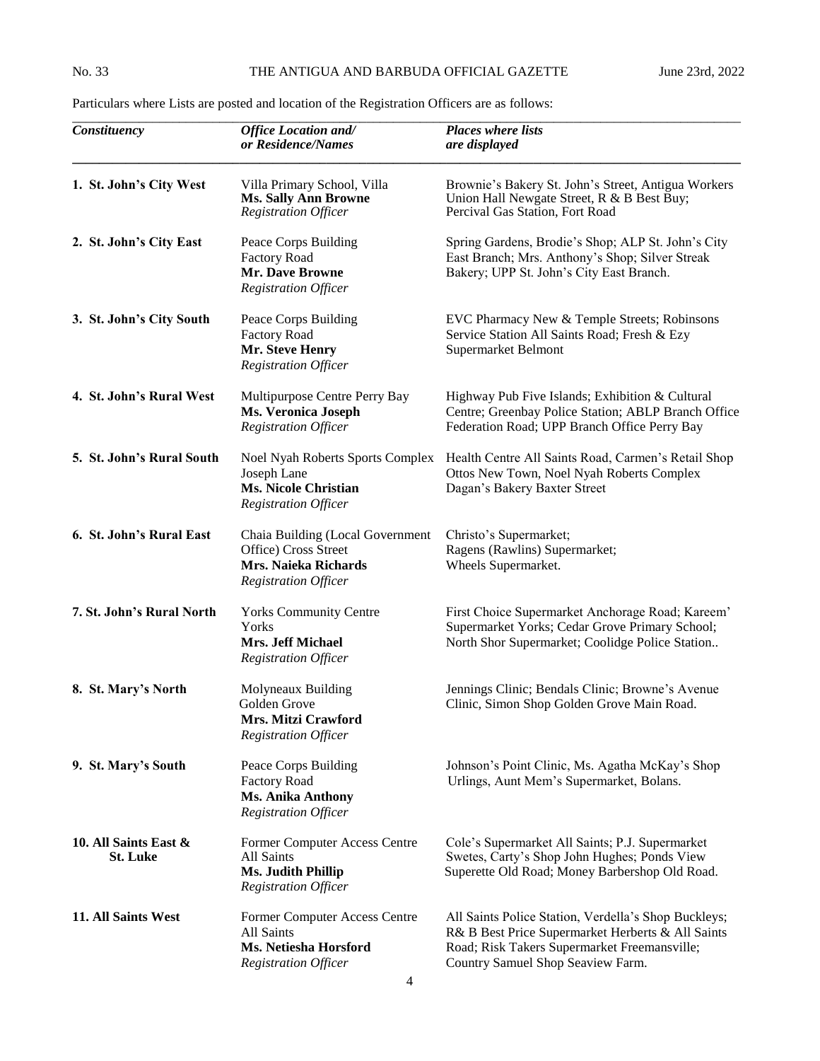Particulars where Lists are posted and location of the Registration Officers are as follows:

| *Constituency* | *Office Location and/ or Residence/Names* | *Places where lists are displayed* |
|---|---|---|
| **1. St. John's City West** | Villa Primary School, Villa **Ms. Sally Ann Browne** *Registration Officer* | Brownie's Bakery St. John's Street, Antigua Workers Union Hall Newgate Street, R & B Best Buy; Percival Gas Station, Fort Road |
| **2. St. John's City East** | Peace Corps Building Factory Road **Mr. Dave Browne** *Registration Officer* | Spring Gardens, Brodie's Shop; ALP St. John's City East Branch; Mrs. Anthony's Shop; Silver Streak Bakery; UPP St. John's City East Branch. |
| **3. St. John's City South** | Peace Corps Building Factory Road **Mr. Steve Henry** *Registration Officer* | EVC Pharmacy New & Temple Streets; Robinsons Service Station All Saints Road; Fresh & Ezy Supermarket Belmont |
| **4. St. John's Rural West** | Multipurpose Centre Perry Bay **Ms. Veronica Joseph** *Registration Officer* | Highway Pub Five Islands; Exhibition & Cultural Centre; Greenbay Police Station; ABLP Branch Office Federation Road; UPP Branch Office Perry Bay |
| **5. St. John's Rural South** | Noel Nyah Roberts Sports Complex Joseph Lane **Ms. Nicole Christian** *Registration Officer* | Health Centre All Saints Road, Carmen's Retail Shop Ottos New Town, Noel Nyah Roberts Complex Dagan's Bakery Baxter Street |
| **6. St. John's Rural East** | Chaia Building (Local Government Office) Cross Street **Mrs. Naieka Richards** *Registration Officer* | Christo's Supermarket; Ragens (Rawlins) Supermarket; Wheels Supermarket. |
| **7. St. John's Rural North** | Yorks Community Centre Yorks **Mrs. Jeff Michael** *Registration Officer* | First Choice Supermarket Anchorage Road; Kareem' Supermarket Yorks; Cedar Grove Primary School; North Shor Supermarket; Coolidge Police Station.. |
| **8. St. Mary's North** | Molyneaux Building Golden Grove **Mrs. Mitzi Crawford** *Registration Officer* | Jennings Clinic; Bendals Clinic; Browne's Avenue Clinic, Simon Shop Golden Grove Main Road. |
| **9. St. Mary's South** | Peace Corps Building Factory Road **Ms. Anika Anthony** *Registration Officer* | Johnson's Point Clinic, Ms. Agatha McKay's Shop Urlings, Aunt Mem's Supermarket, Bolans. |
| **10. All Saints East & St. Luke** | Former Computer Access Centre All Saints **Ms. Judith Phillip** *Registration Officer* | Cole's Supermarket All Saints; P.J. Supermarket Swetes, Carty's Shop John Hughes; Ponds View Superette Old Road; Money Barbershop Old Road. |
| **11. All Saints West** | Former Computer Access Centre All Saints **Ms. Netiesha Horsford** *Registration Officer* | All Saints Police Station, Verdella's Shop Buckleys; R& B Best Price Supermarket Herberts & All Saints Road; Risk Takers Supermarket Freemansville; Country Samuel Shop Seaview Farm. |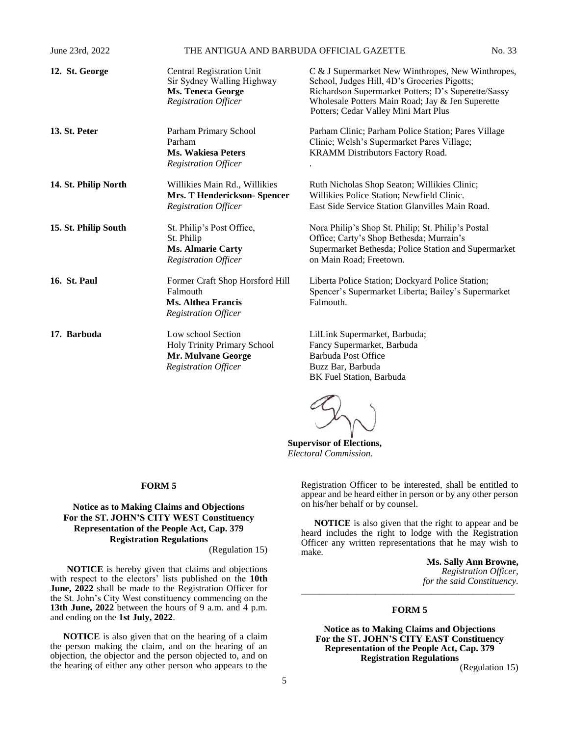| | | |
|---|---|---|
| **12. St. George** | Central Registration Unit<br>Sir Sydney Walling Highway<br>**Ms. Teneca George**<br>*Registration Officer* | C & J Supermarket New Winthropes, New Winthropes, School, Judges Hill, 4D's Groceries Pigotts; Richardson Supermarket Potters; D's Superette/Sassy Wholesale Potters Main Road; Jay & Jen Superette Potters; Cedar Valley Mini Mart Plus |
| **13. St. Peter** | Parham Primary School<br>Parham<br>**Ms. Wakiesa Peters**<br>*Registration Officer* | Parham Clinic; Parham Police Station; Pares Village Clinic; Welsh's Supermarket Pares Village; KRAMM Distributors Factory Road.<br>. |
| **14. St. Philip North** | Willikies Main Rd., Willikies<br>**Mrs. T Henderickson- Spencer**<br>*Registration Officer* | Ruth Nicholas Shop Seaton; Willikies Clinic; Willikies Police Station; Newfield Clinic. East Side Service Station Glanvilles Main Road. |
| **15. St. Philip South** | St. Philip's Post Office,<br>St. Philip<br>**Ms. Almarie Carty**<br>*Registration Officer* | Nora Philip's Shop St. Philip; St. Philip's Postal Office; Carty's Shop Bethesda; Murrain's Supermarket Bethesda; Police Station and Supermarket on Main Road; Freetown. |
| **16. St. Paul** | Former Craft Shop Horsford Hill<br>Falmouth<br>**Ms. Althea Francis**<br>*Registration Officer* | Liberta Police Station; Dockyard Police Station; Spencer's Supermarket Liberta; Bailey's Supermarket Falmouth. |
| **17. Barbuda** | Low school Section<br>Holy Trinity Primary School<br>**Mr. Mulvane George**<br>*Registration Officer* | LilLink Supermarket, Barbuda;<br>Fancy Supermarket, Barbuda<br>Barbuda Post Office<br>Buzz Bar, Barbuda<br>BK Fuel Station, Barbuda |

**Supervisor of Elections,**
*Electoral Commission*.

---

**FORM 5**

**Notice as to Making Claims and Objections**
**For the ST. JOHN'S CITY WEST Constituency**
**Representation of the People Act, Cap. 379**
**Registration Regulations**

(Regulation 15)

**NOTICE** is hereby given that claims and objections with respect to the electors' lists published on the **10th June, 2022** shall be made to the Registration Officer for the St. John's City West constituency commencing on the **13th June, 2022** between the hours of 9 a.m. and 4 p.m. and ending on the **1st July, 2022**.

**NOTICE** is also given that on the hearing of a claim the person making the claim, and on the hearing of an objection, the objector and the person objected to, and on the hearing of either any other person who appears to the Registration Officer to be interested, shall be entitled to appear and be heard either in person or by any other person on his/her behalf or by counsel.

**NOTICE** is also given that the right to appear and be heard includes the right to lodge with the Registration Officer any written representations that he may wish to make.

**Ms. Sally Ann Browne,**
*Registration Officer,*
*for the said Constituency.*

---

**FORM 5**

**Notice as to Making Claims and Objections**
**For the ST. JOHN'S CITY EAST Constituency**
**Representation of the People Act, Cap. 379**
**Registration Regulations**

(Regulation 15)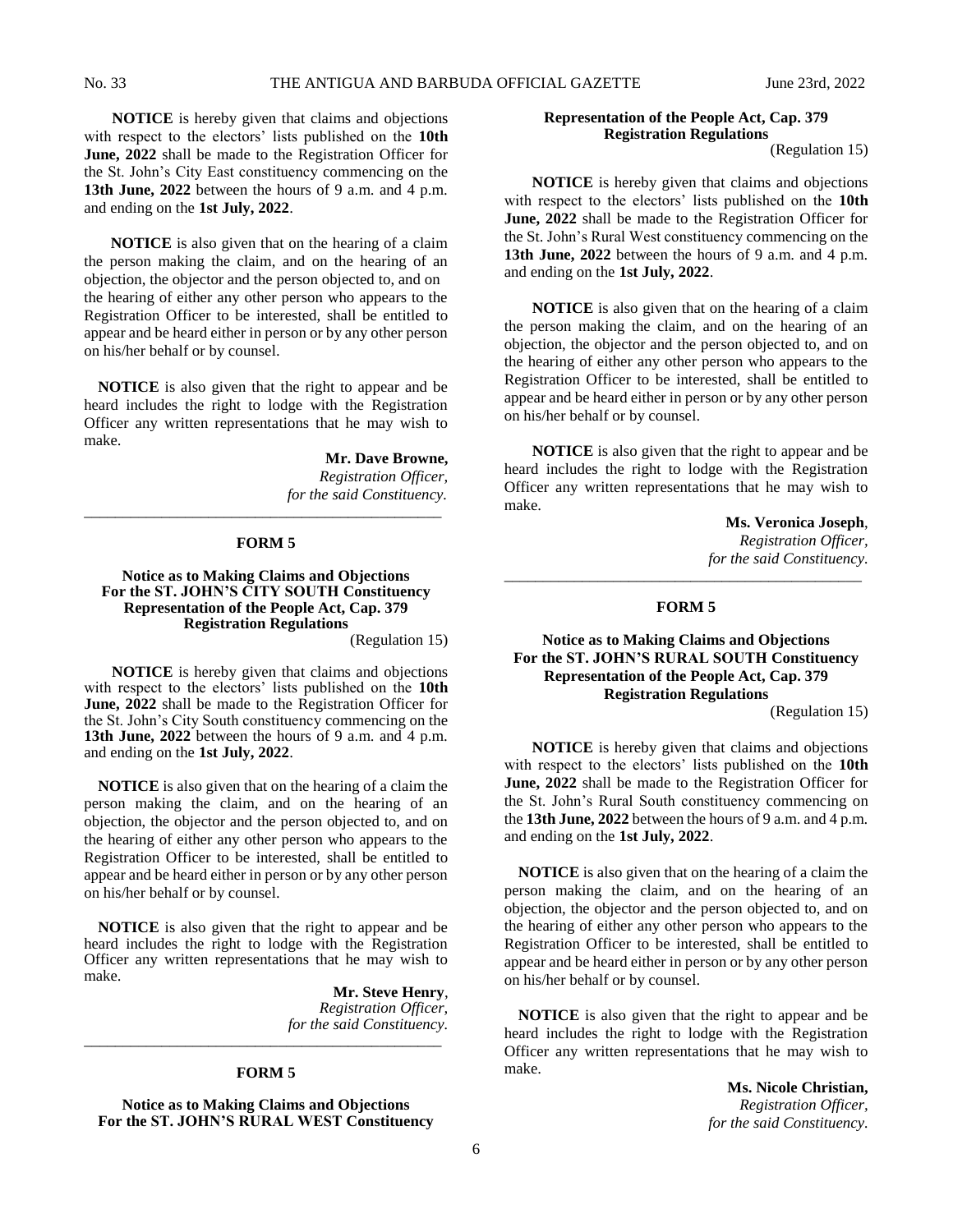**NOTICE** is hereby given that claims and objections with respect to the electors' lists published on the **10th June, 2022** shall be made to the Registration Officer for the St. John's City East constituency commencing on the **13th June, 2022** between the hours of 9 a.m. and 4 p.m. and ending on the **1st July, 2022**.

**NOTICE** is also given that on the hearing of a claim the person making the claim, and on the hearing of an objection, the objector and the person objected to, and on the hearing of either any other person who appears to the Registration Officer to be interested, shall be entitled to appear and be heard either in person or by any other person on his/her behalf or by counsel.

**NOTICE** is also given that the right to appear and be heard includes the right to lodge with the Registration Officer any written representations that he may wish to make.

**Mr. Dave Browne,**
*Registration Officer,*
*for the said Constituency.*

---

**FORM 5**

**Notice as to Making Claims and Objections**
**For the ST. JOHN'S CITY SOUTH Constituency**
**Representation of the People Act, Cap. 379**
**Registration Regulations**

(Regulation 15)

**NOTICE** is hereby given that claims and objections with respect to the electors' lists published on the **10th June, 2022** shall be made to the Registration Officer for the St. John's City South constituency commencing on the **13th June, 2022** between the hours of 9 a.m. and 4 p.m. and ending on the **1st July, 2022**.

**NOTICE** is also given that on the hearing of a claim the person making the claim, and on the hearing of an objection, the objector and the person objected to, and on the hearing of either any other person who appears to the Registration Officer to be interested, shall be entitled to appear and be heard either in person or by any other person on his/her behalf or by counsel.

**NOTICE** is also given that the right to appear and be heard includes the right to lodge with the Registration Officer any written representations that he may wish to make.

**Mr. Steve Henry**,
*Registration Officer,*
*for the said Constituency.*

---

**FORM 5**

**Notice as to Making Claims and Objections**
**For the ST. JOHN'S RURAL WEST Constituency**
**Representation of the People Act, Cap. 379**
**Registration Regulations**

(Regulation 15)

**NOTICE** is hereby given that claims and objections with respect to the electors' lists published on the **10th June, 2022** shall be made to the Registration Officer for the St. John's Rural West constituency commencing on the **13th June, 2022** between the hours of 9 a.m. and 4 p.m. and ending on the **1st July, 2022**.

**NOTICE** is also given that on the hearing of a claim the person making the claim, and on the hearing of an objection, the objector and the person objected to, and on the hearing of either any other person who appears to the Registration Officer to be interested, shall be entitled to appear and be heard either in person or by any other person on his/her behalf or by counsel.

**NOTICE** is also given that the right to appear and be heard includes the right to lodge with the Registration Officer any written representations that he may wish to make.

**Ms. Veronica Joseph**,
*Registration Officer,*
*for the said Constituency.*

---

**FORM 5**

**Notice as to Making Claims and Objections**
**For the ST. JOHN'S RURAL SOUTH Constituency**
**Representation of the People Act, Cap. 379**
**Registration Regulations**

(Regulation 15)

**NOTICE** is hereby given that claims and objections with respect to the electors' lists published on the **10th June, 2022** shall be made to the Registration Officer for the St. John's Rural South constituency commencing on the **13th June, 2022** between the hours of 9 a.m. and 4 p.m. and ending on the **1st July, 2022**.

**NOTICE** is also given that on the hearing of a claim the person making the claim, and on the hearing of an objection, the objector and the person objected to, and on the hearing of either any other person who appears to the Registration Officer to be interested, shall be entitled to appear and be heard either in person or by any other person on his/her behalf or by counsel.

**NOTICE** is also given that the right to appear and be heard includes the right to lodge with the Registration Officer any written representations that he may wish to make.

**Ms. Nicole Christian,**
*Registration Officer,*
*for the said Constituency.*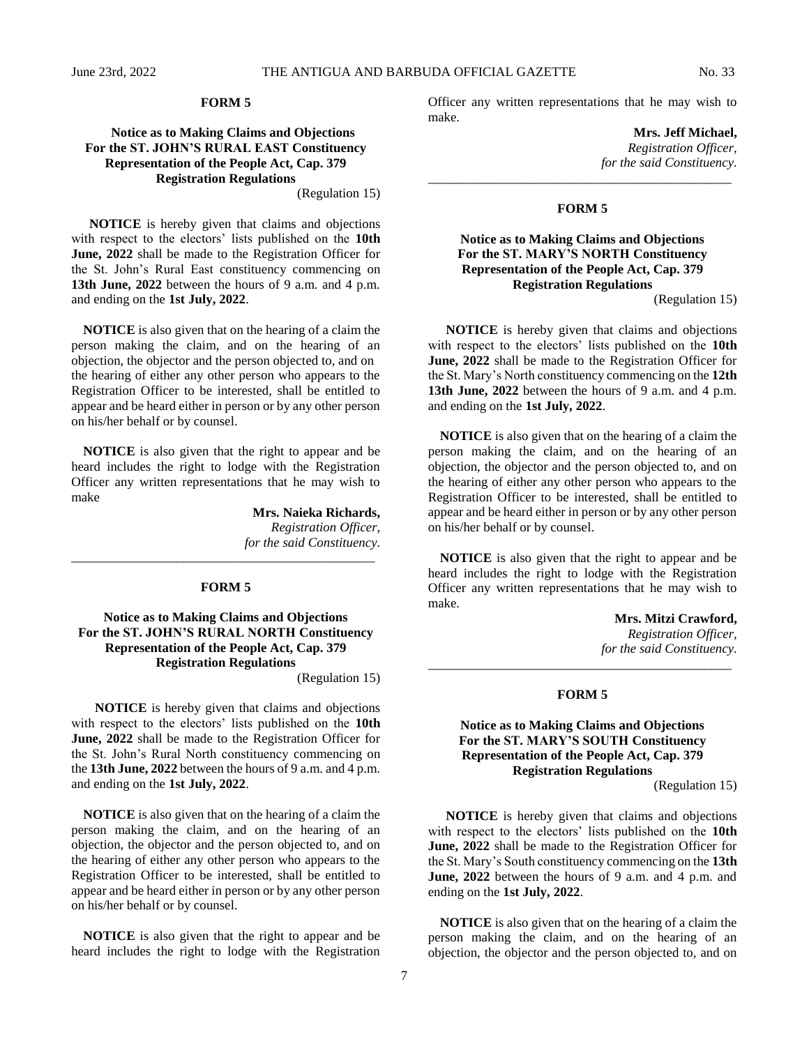**FORM 5**

**Notice as to Making Claims and Objections For the ST. JOHN'S RURAL EAST Constituency Representation of the People Act, Cap. 379 Registration Regulations**

(Regulation 15)

**NOTICE** is hereby given that claims and objections with respect to the electors' lists published on the **10th June, 2022** shall be made to the Registration Officer for the St. John's Rural East constituency commencing on **13th June, 2022** between the hours of 9 a.m. and 4 p.m. and ending on the **1st July, 2022**.

**NOTICE** is also given that on the hearing of a claim the person making the claim, and on the hearing of an objection, the objector and the person objected to, and on the hearing of either any other person who appears to the Registration Officer to be interested, shall be entitled to appear and be heard either in person or by any other person on his/her behalf or by counsel.

**NOTICE** is also given that the right to appear and be heard includes the right to lodge with the Registration Officer any written representations that he may wish to make

**Mrs. Naieka Richards,**
*Registration Officer,*
*for the said Constituency.*

---

**FORM 5**

**Notice as to Making Claims and Objections For the ST. JOHN'S RURAL NORTH Constituency Representation of the People Act, Cap. 379 Registration Regulations**

(Regulation 15)

**NOTICE** is hereby given that claims and objections with respect to the electors' lists published on the **10th June, 2022** shall be made to the Registration Officer for the St. John's Rural North constituency commencing on the **13th June, 2022** between the hours of 9 a.m. and 4 p.m. and ending on the **1st July, 2022**.

**NOTICE** is also given that on the hearing of a claim the person making the claim, and on the hearing of an objection, the objector and the person objected to, and on the hearing of either any other person who appears to the Registration Officer to be interested, shall be entitled to appear and be heard either in person or by any other person on his/her behalf or by counsel.

**NOTICE** is also given that the right to appear and be heard includes the right to lodge with the Registration Officer any written representations that he may wish to make.

**Mrs. Jeff Michael,**
*Registration Officer,*
*for the said Constituency.*

---

**FORM 5**

**Notice as to Making Claims and Objections For the ST. MARY'S NORTH Constituency Representation of the People Act, Cap. 379 Registration Regulations**

(Regulation 15)

**NOTICE** is hereby given that claims and objections with respect to the electors' lists published on the **10th June, 2022** shall be made to the Registration Officer for the St. Mary's North constituency commencing on the **12th 13th June, 2022** between the hours of 9 a.m. and 4 p.m. and ending on the **1st July, 2022**.

**NOTICE** is also given that on the hearing of a claim the person making the claim, and on the hearing of an objection, the objector and the person objected to, and on the hearing of either any other person who appears to the Registration Officer to be interested, shall be entitled to appear and be heard either in person or by any other person on his/her behalf or by counsel.

**NOTICE** is also given that the right to appear and be heard includes the right to lodge with the Registration Officer any written representations that he may wish to make.

**Mrs. Mitzi Crawford,**
*Registration Officer,*
*for the said Constituency.*

---

**FORM 5**

**Notice as to Making Claims and Objections For the ST. MARY'S SOUTH Constituency Representation of the People Act, Cap. 379 Registration Regulations**

(Regulation 15)

**NOTICE** is hereby given that claims and objections with respect to the electors' lists published on the **10th June, 2022** shall be made to the Registration Officer for the St. Mary's South constituency commencing on the **13th June, 2022** between the hours of 9 a.m. and 4 p.m. and ending on the **1st July, 2022**.

**NOTICE** is also given that on the hearing of a claim the person making the claim, and on the hearing of an objection, the objector and the person objected to, and on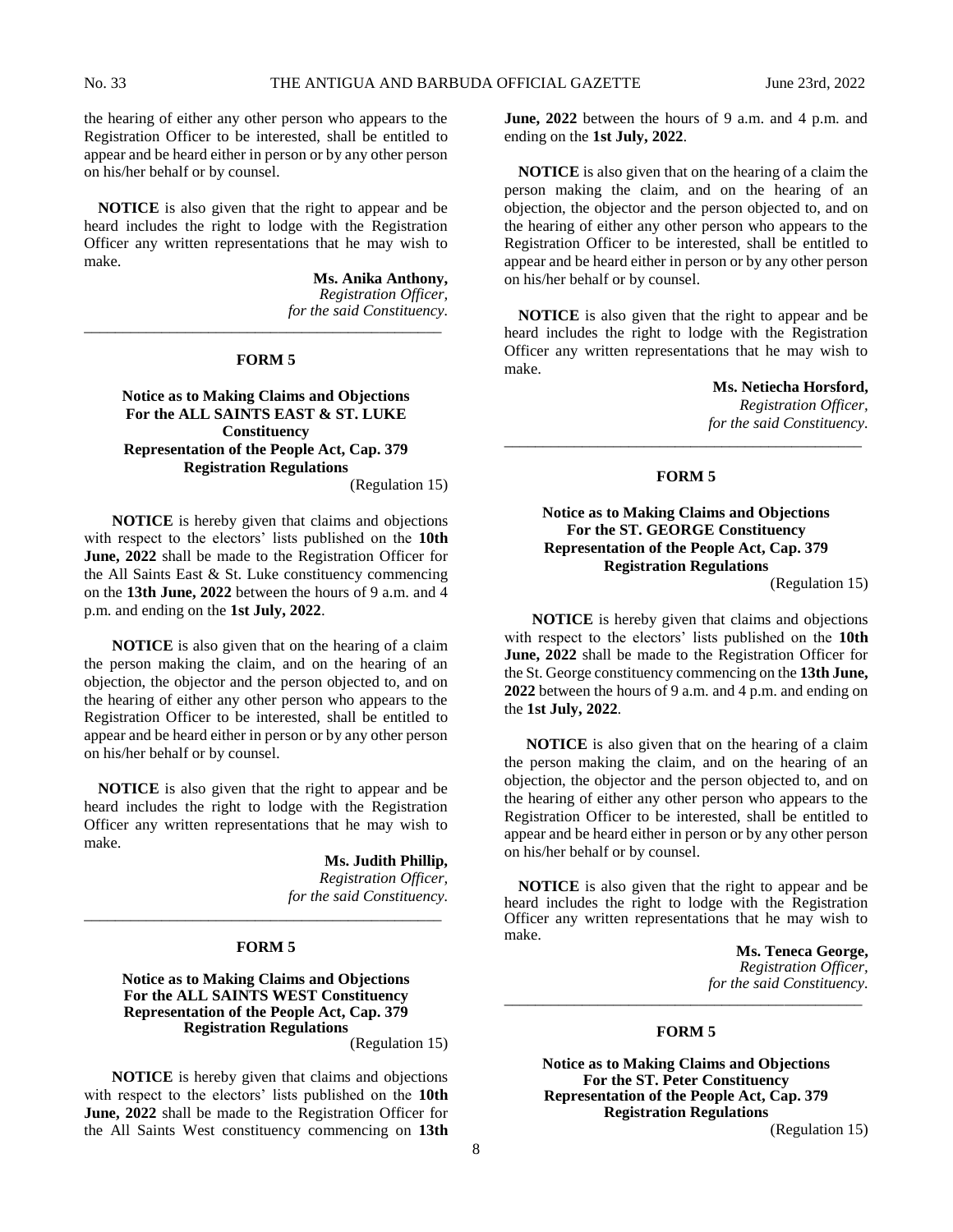the hearing of either any other person who appears to the Registration Officer to be interested, shall be entitled to appear and be heard either in person or by any other person on his/her behalf or by counsel.

**NOTICE** is also given that the right to appear and be heard includes the right to lodge with the Registration Officer any written representations that he may wish to make.

**Ms. Anika Anthony,**
*Registration Officer,*
*for the said Constituency.*

---

**FORM 5**

**Notice as to Making Claims and Objections For the ALL SAINTS EAST & ST. LUKE Constituency Representation of the People Act, Cap. 379 Registration Regulations**

(Regulation 15)

**NOTICE** is hereby given that claims and objections with respect to the electors' lists published on the **10th June, 2022** shall be made to the Registration Officer for the All Saints East & St. Luke constituency commencing on the **13th June, 2022** between the hours of 9 a.m. and 4 p.m. and ending on the **1st July, 2022**.

**NOTICE** is also given that on the hearing of a claim the person making the claim, and on the hearing of an objection, the objector and the person objected to, and on the hearing of either any other person who appears to the Registration Officer to be interested, shall be entitled to appear and be heard either in person or by any other person on his/her behalf or by counsel.

**NOTICE** is also given that the right to appear and be heard includes the right to lodge with the Registration Officer any written representations that he may wish to make.

**Ms. Judith Phillip,**
*Registration Officer,*
*for the said Constituency.*

---

**FORM 5**

**Notice as to Making Claims and Objections For the ALL SAINTS WEST Constituency Representation of the People Act, Cap. 379 Registration Regulations**

(Regulation 15)

**NOTICE** is hereby given that claims and objections with respect to the electors' lists published on the **10th June, 2022** shall be made to the Registration Officer for the All Saints West constituency commencing on **13th June, 2022** between the hours of 9 a.m. and 4 p.m. and ending on the **1st July, 2022**.

**NOTICE** is also given that on the hearing of a claim the person making the claim, and on the hearing of an objection, the objector and the person objected to, and on the hearing of either any other person who appears to the Registration Officer to be interested, shall be entitled to appear and be heard either in person or by any other person on his/her behalf or by counsel.

**NOTICE** is also given that the right to appear and be heard includes the right to lodge with the Registration Officer any written representations that he may wish to make.

**Ms. Netiecha Horsford,**
*Registration Officer,*
*for the said Constituency.*

---

**FORM 5**

**Notice as to Making Claims and Objections For the ST. GEORGE Constituency Representation of the People Act, Cap. 379 Registration Regulations**

(Regulation 15)

**NOTICE** is hereby given that claims and objections with respect to the electors' lists published on the **10th June, 2022** shall be made to the Registration Officer for the St. George constituency commencing on the **13th June, 2022** between the hours of 9 a.m. and 4 p.m. and ending on the **1st July, 2022**.

**NOTICE** is also given that on the hearing of a claim the person making the claim, and on the hearing of an objection, the objector and the person objected to, and on the hearing of either any other person who appears to the Registration Officer to be interested, shall be entitled to appear and be heard either in person or by any other person on his/her behalf or by counsel.

**NOTICE** is also given that the right to appear and be heard includes the right to lodge with the Registration Officer any written representations that he may wish to make.

**Ms. Teneca George,**
*Registration Officer,*
*for the said Constituency.*

---

**FORM 5**

**Notice as to Making Claims and Objections For the ST. Peter Constituency Representation of the People Act, Cap. 379 Registration Regulations**

(Regulation 15)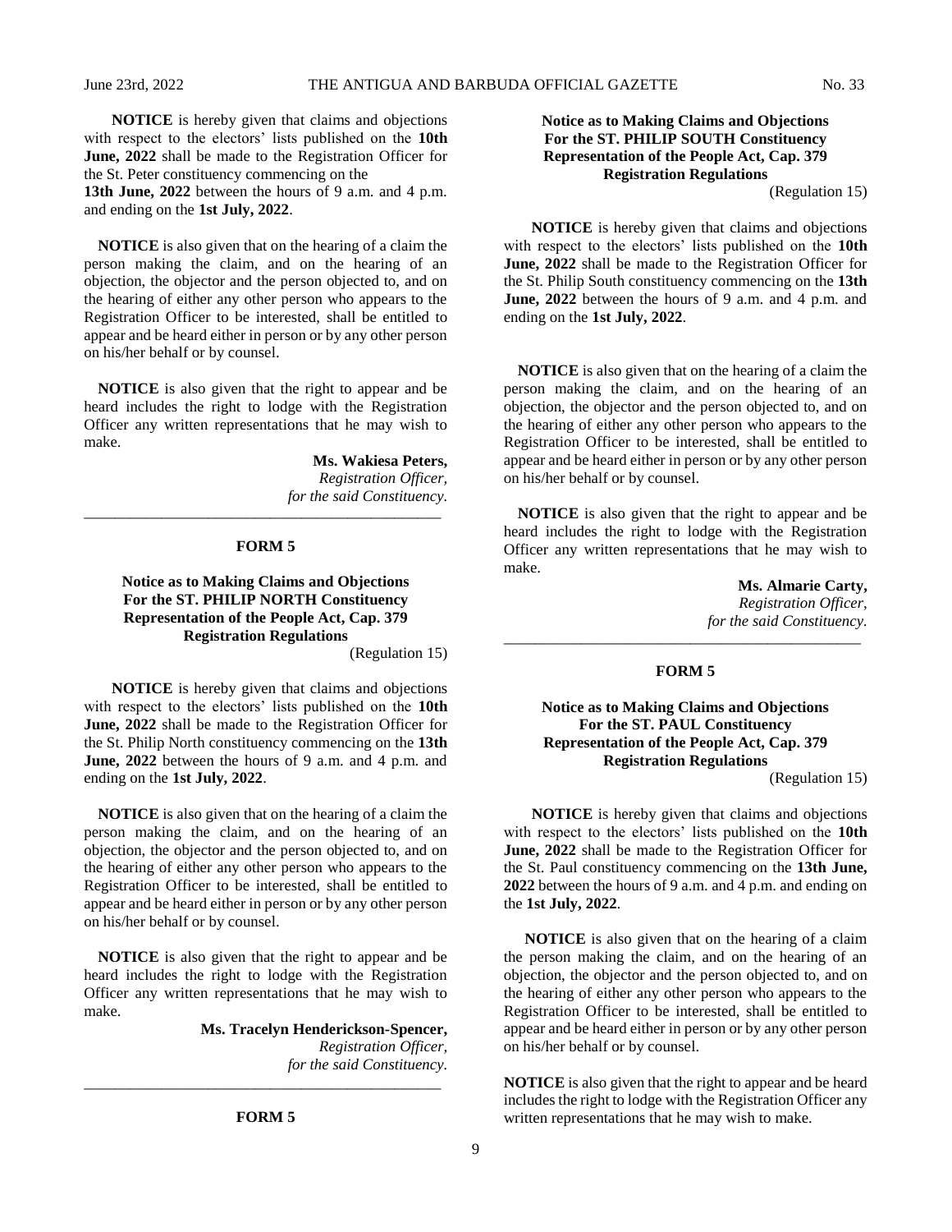**NOTICE** is hereby given that claims and objections with respect to the electors' lists published on the **10th June, 2022** shall be made to the Registration Officer for the St. Peter constituency commencing on the **13th June, 2022** between the hours of 9 a.m. and 4 p.m. and ending on the **1st July, 2022**.

**NOTICE** is also given that on the hearing of a claim the person making the claim, and on the hearing of an objection, the objector and the person objected to, and on the hearing of either any other person who appears to the Registration Officer to be interested, shall be entitled to appear and be heard either in person or by any other person on his/her behalf or by counsel.

**NOTICE** is also given that the right to appear and be heard includes the right to lodge with the Registration Officer any written representations that he may wish to make.

**Ms. Wakiesa Peters,**
*Registration Officer,*
*for the said Constituency.*

---

**FORM 5**

**Notice as to Making Claims and Objections For the ST. PHILIP NORTH Constituency Representation of the People Act, Cap. 379 Registration Regulations**

(Regulation 15)

**NOTICE** is hereby given that claims and objections with respect to the electors' lists published on the **10th June, 2022** shall be made to the Registration Officer for the St. Philip North constituency commencing on the **13th June, 2022** between the hours of 9 a.m. and 4 p.m. and ending on the **1st July, 2022**.

**NOTICE** is also given that on the hearing of a claim the person making the claim, and on the hearing of an objection, the objector and the person objected to, and on the hearing of either any other person who appears to the Registration Officer to be interested, shall be entitled to appear and be heard either in person or by any other person on his/her behalf or by counsel.

**NOTICE** is also given that the right to appear and be heard includes the right to lodge with the Registration Officer any written representations that he may wish to make.

**Ms. Tracelyn Henderickson-Spencer,**
*Registration Officer,*
*for the said Constituency.*

---

**FORM 5**

**Notice as to Making Claims and Objections For the ST. PHILIP SOUTH Constituency Representation of the People Act, Cap. 379 Registration Regulations**

(Regulation 15)

**NOTICE** is hereby given that claims and objections with respect to the electors' lists published on the **10th June, 2022** shall be made to the Registration Officer for the St. Philip South constituency commencing on the **13th June, 2022** between the hours of 9 a.m. and 4 p.m. and ending on the **1st July, 2022**.

**NOTICE** is also given that on the hearing of a claim the person making the claim, and on the hearing of an objection, the objector and the person objected to, and on the hearing of either any other person who appears to the Registration Officer to be interested, shall be entitled to appear and be heard either in person or by any other person on his/her behalf or by counsel.

**NOTICE** is also given that the right to appear and be heard includes the right to lodge with the Registration Officer any written representations that he may wish to make.

**Ms. Almarie Carty,**
*Registration Officer,*
*for the said Constituency.*

---

**FORM 5**

**Notice as to Making Claims and Objections For the ST. PAUL Constituency Representation of the People Act, Cap. 379 Registration Regulations**

(Regulation 15)

**NOTICE** is hereby given that claims and objections with respect to the electors' lists published on the **10th June, 2022** shall be made to the Registration Officer for the St. Paul constituency commencing on the **13th June, 2022** between the hours of 9 a.m. and 4 p.m. and ending on the **1st July, 2022**.

**NOTICE** is also given that on the hearing of a claim the person making the claim, and on the hearing of an objection, the objector and the person objected to, and on the hearing of either any other person who appears to the Registration Officer to be interested, shall be entitled to appear and be heard either in person or by any other person on his/her behalf or by counsel.

**NOTICE** is also given that the right to appear and be heard includes the right to lodge with the Registration Officer any written representations that he may wish to make.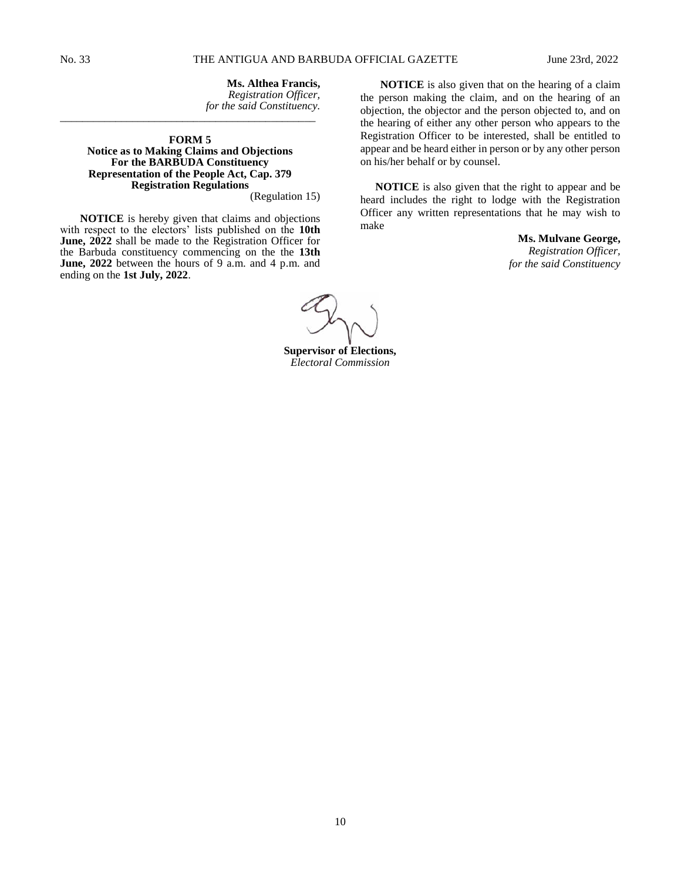**Ms. Althea Francis,**
*Registration Officer,*
*for the said Constituency.*

---

**FORM 5**
**Notice as to Making Claims and Objections**
**For the BARBUDA Constituency**
**Representation of the People Act, Cap. 379**
**Registration Regulations**
(Regulation 15)

**NOTICE** is hereby given that claims and objections with respect to the electors' lists published on the **10th June, 2022** shall be made to the Registration Officer for the Barbuda constituency commencing on the the **13th June, 2022** between the hours of 9 a.m. and 4 p.m. and ending on the **1st July, 2022**.

**NOTICE** is also given that on the hearing of a claim the person making the claim, and on the hearing of an objection, the objector and the person objected to, and on the hearing of either any other person who appears to the Registration Officer to be interested, shall be entitled to appear and be heard either in person or by any other person on his/her behalf or by counsel.

**NOTICE** is also given that the right to appear and be heard includes the right to lodge with the Registration Officer any written representations that he may wish to make

**Ms. Mulvane George,**
*Registration Officer,*
*for the said Constituency*

**Supervisor of Elections,**
*Electoral Commission*